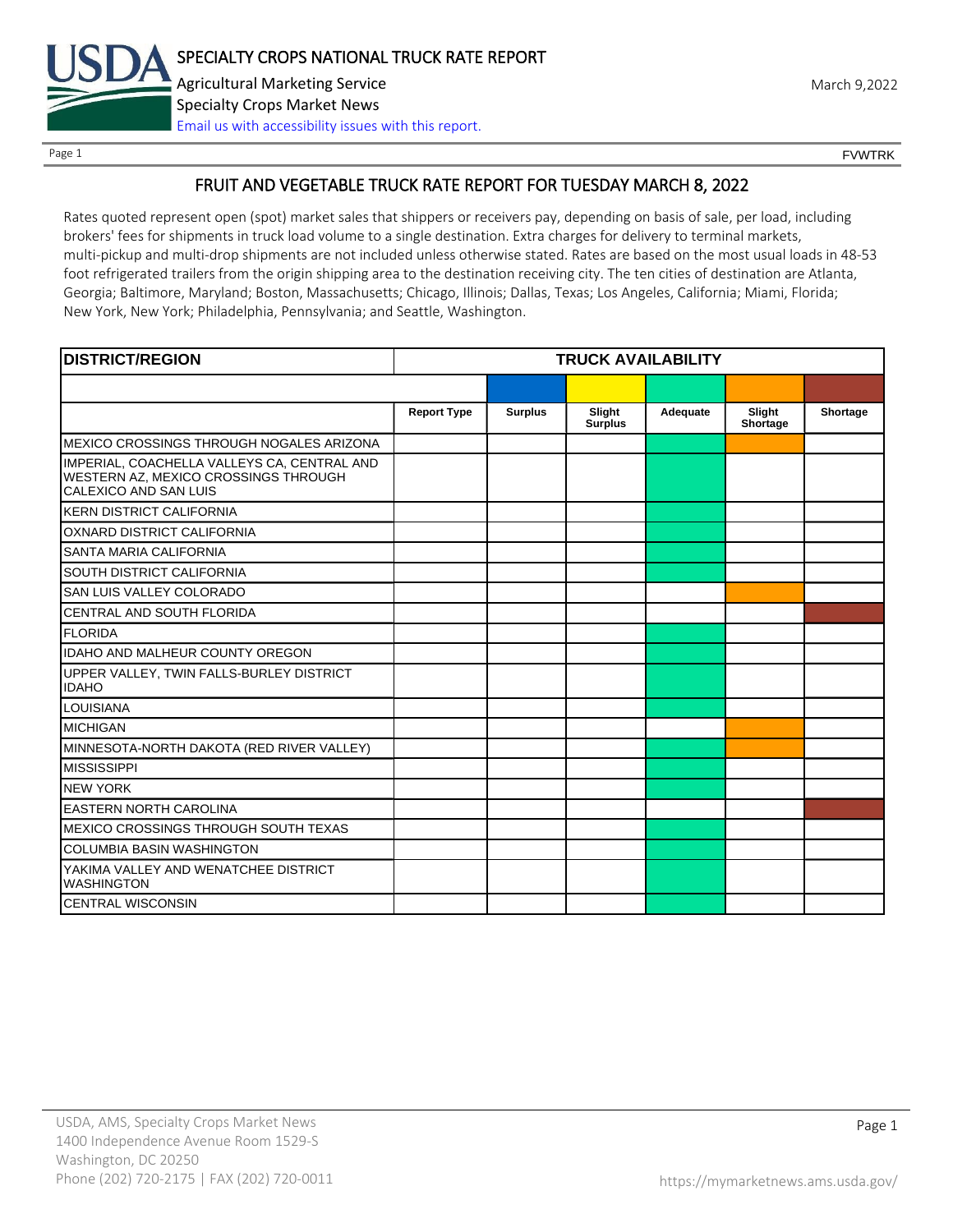# SPECIALTY CROPS NATIONAL TRUCK RATE REPORT

Agricultural Marketing Service

Specialty Crops Market News

[Email us with accessibility issues with this report.]

March 9,2022

FVWTRK

## FRUIT AND VEGETABLE TRUCK RATE REPORT FOR TUESDAY MARCH 8, 2022

Rates quoted represent open (spot) market sales that shippers or receivers pay, depending on basis of sale, per load, including brokers' fees for shipments in truck load volume to a single destination. Extra charges for delivery to terminal markets, multi-pickup and multi-drop shipments are not included unless otherwise stated. Rates are based on the most usual loads in 48-53 foot refrigerated trailers from the origin shipping area to the destination receiving city. The ten cities of destination are Atlanta, Georgia; Baltimore, Maryland; Boston, Massachusetts; Chicago, Illinois; Dallas, Texas; Los Angeles, California; Miami, Florida; New York, New York; Philadelphia, Pennsylvania; and Seattle, Washington.

| DISTRICT/REGION | TRUCK AVAILABILITY | | | | | |
|---|---|---|---|---|---|---|
| | Report Type | Surplus | Slight Surplus | Adequate | Slight Shortage | Shortage |
| MEXICO CROSSINGS THROUGH NOGALES ARIZONA | | | | X | X | |
| IMPERIAL, COACHELLA VALLEYS CA, CENTRAL AND WESTERN AZ, MEXICO CROSSINGS THROUGH CALEXICO AND SAN LUIS | | | | X | | |
| KERN DISTRICT CALIFORNIA | | | | X | | |
| OXNARD DISTRICT CALIFORNIA | | | | X | | |
| SANTA MARIA CALIFORNIA | | | | X | | |
| SOUTH DISTRICT CALIFORNIA | | | | X | | |
| SAN LUIS VALLEY COLORADO | | | | | X | |
| CENTRAL AND SOUTH FLORIDA | | | | | | X |
| FLORIDA | | | | X | | |
| IDAHO AND MALHEUR COUNTY OREGON | | | | X | | |
| UPPER VALLEY, TWIN FALLS-BURLEY DISTRICT IDAHO | | | | X | | |
| LOUISIANA | | | | X | | |
| MICHIGAN | | | | | X | |
| MINNESOTA-NORTH DAKOTA (RED RIVER VALLEY) | | | | X | X | |
| MISSISSIPPI | | | | X | | |
| NEW YORK | | | | X | | |
| EASTERN NORTH CAROLINA | | | | | | X |
| MEXICO CROSSINGS THROUGH SOUTH TEXAS | | | | X | | |
| COLUMBIA BASIN WASHINGTON | | | | X | | |
| YAKIMA VALLEY AND WENATCHEE DISTRICT WASHINGTON | | | | X | | |
| CENTRAL WISCONSIN | | | | X | | |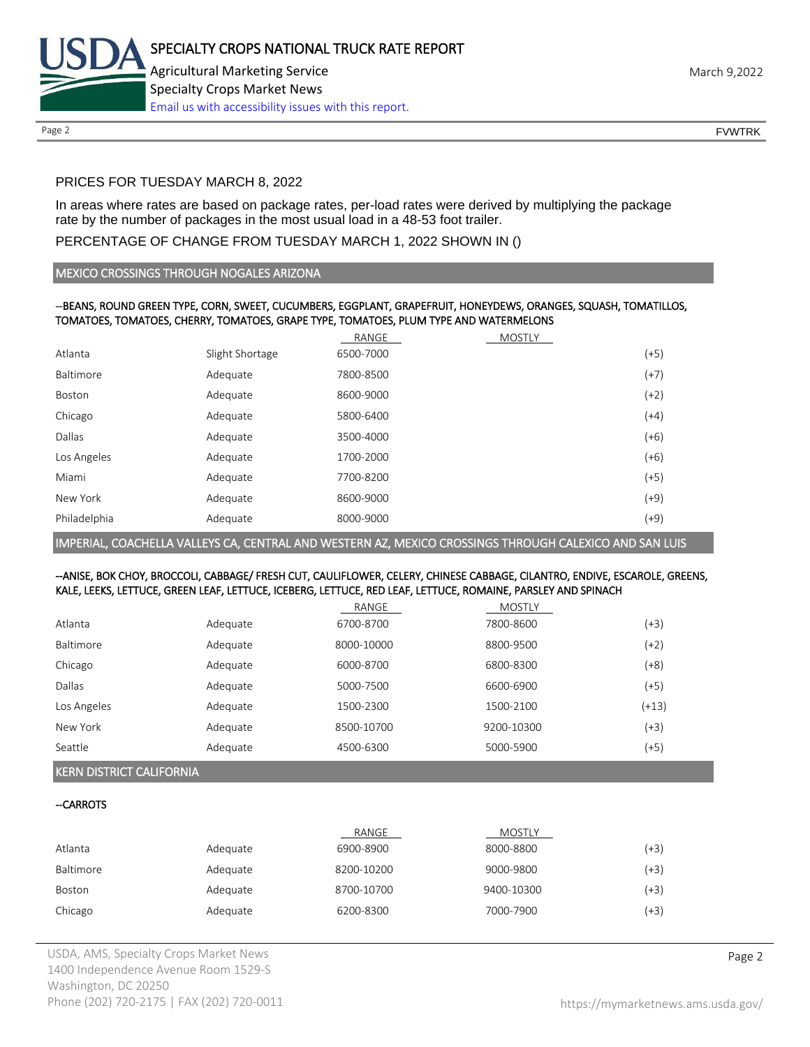PRICES FOR TUESDAY MARCH 8, 2022

In areas where rates are based on package rates, per-load rates were derived by multiplying the package rate by the number of packages in the most usual load in a 48-53 foot trailer.

PERCENTAGE OF CHANGE FROM TUESDAY MARCH 1, 2022 SHOWN IN ()

## MEXICO CROSSINGS THROUGH NOGALES ARIZONA

**--BEANS, ROUND GREEN TYPE, CORN, SWEET, CUCUMBERS, EGGPLANT, GRAPEFRUIT, HONEYDEWS, ORANGES, SQUASH, TOMATILLOS, TOMATOES, TOMATOES, CHERRY, TOMATOES, GRAPE TYPE, TOMATOES, PLUM TYPE AND WATERMELONS**

| | | RANGE | MOSTLY | |
|---|---|---|---|---|
| Atlanta | Slight Shortage | 6500-7000 | | (+5) |
| Baltimore | Adequate | 7800-8500 | | (+7) |
| Boston | Adequate | 8600-9000 | | (+2) |
| Chicago | Adequate | 5800-6400 | | (+4) |
| Dallas | Adequate | 3500-4000 | | (+6) |
| Los Angeles | Adequate | 1700-2000 | | (+6) |
| Miami | Adequate | 7700-8200 | | (+5) |
| New York | Adequate | 8600-9000 | | (+9) |
| Philadelphia | Adequate | 8000-9000 | | (+9) |

## IMPERIAL, COACHELLA VALLEYS CA, CENTRAL AND WESTERN AZ, MEXICO CROSSINGS THROUGH CALEXICO AND SAN LUIS

**--ANISE, BOK CHOY, BROCCOLI, CABBAGE/ FRESH CUT, CAULIFLOWER, CELERY, CHINESE CABBAGE, CILANTRO, ENDIVE, ESCAROLE, GREENS, KALE, LEEKS, LETTUCE, GREEN LEAF, LETTUCE, ICEBERG, LETTUCE, RED LEAF, LETTUCE, ROMAINE, PARSLEY AND SPINACH**

| | | RANGE | MOSTLY | |
|---|---|---|---|---|
| Atlanta | Adequate | 6700-8700 | 7800-8600 | (+3) |
| Baltimore | Adequate | 8000-10000 | 8800-9500 | (+2) |
| Chicago | Adequate | 6000-8700 | 6800-8300 | (+8) |
| Dallas | Adequate | 5000-7500 | 6600-6900 | (+5) |
| Los Angeles | Adequate | 1500-2300 | 1500-2100 | (+13) |
| New York | Adequate | 8500-10700 | 9200-10300 | (+3) |
| Seattle | Adequate | 4500-6300 | 5000-5900 | (+5) |

## KERN DISTRICT CALIFORNIA

**--CARROTS**

| | | RANGE | MOSTLY | |
|---|---|---|---|---|
| Atlanta | Adequate | 6900-8900 | 8000-8800 | (+3) |
| Baltimore | Adequate | 8200-10200 | 9000-9800 | (+3) |
| Boston | Adequate | 8700-10700 | 9400-10300 | (+3) |
| Chicago | Adequate | 6200-8300 | 7000-7900 | (+3) |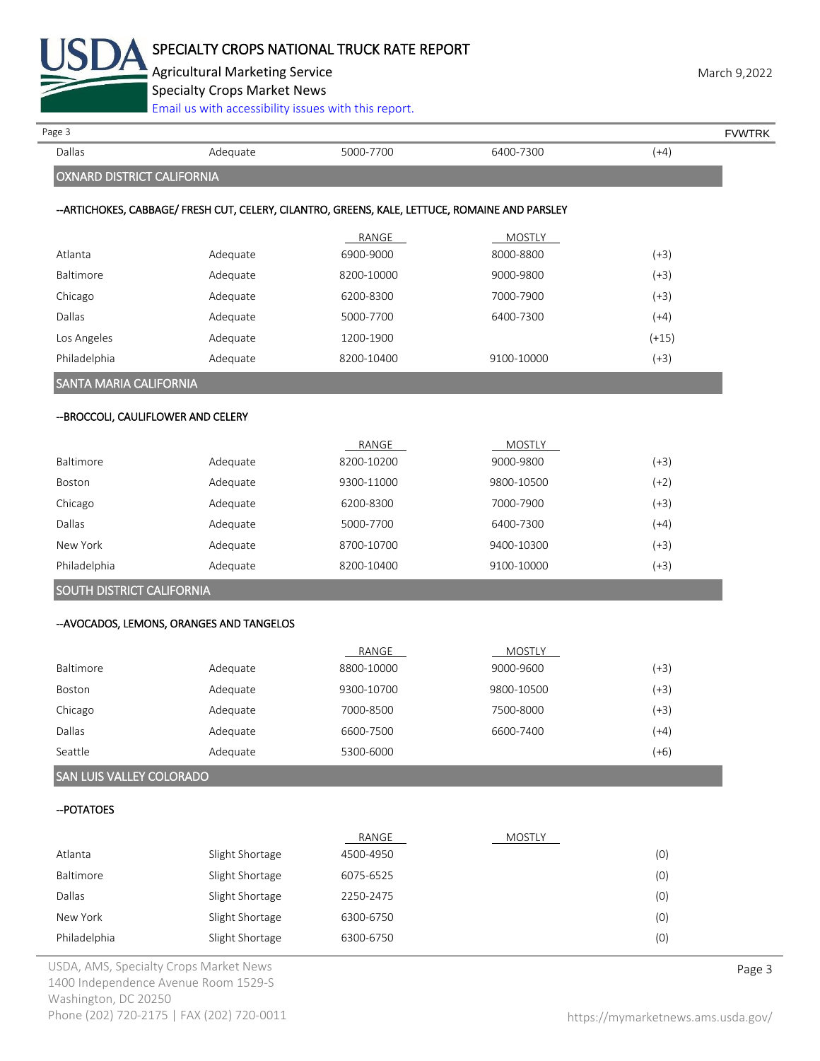| | | | | |
|---|---|---|---|---|
| Dallas | Adequate | 5000-7700 | 6400-7300 | (+4) |

## OXNARD DISTRICT CALIFORNIA

### --ARTICHOKES, CABBAGE/ FRESH CUT, CELERY, CILANTRO, GREENS, KALE, LETTUCE, ROMAINE AND PARSLEY

| | | RANGE | MOSTLY | |
|---|---|---|---|---|
| Atlanta | Adequate | 6900-9000 | 8000-8800 | (+3) |
| Baltimore | Adequate | 8200-10000 | 9000-9800 | (+3) |
| Chicago | Adequate | 6200-8300 | 7000-7900 | (+3) |
| Dallas | Adequate | 5000-7700 | 6400-7300 | (+4) |
| Los Angeles | Adequate | 1200-1900 | | (+15) |
| Philadelphia | Adequate | 8200-10400 | 9100-10000 | (+3) |

## SANTA MARIA CALIFORNIA

### --BROCCOLI, CAULIFLOWER AND CELERY

| | | RANGE | MOSTLY | |
|---|---|---|---|---|
| Baltimore | Adequate | 8200-10200 | 9000-9800 | (+3) |
| Boston | Adequate | 9300-11000 | 9800-10500 | (+2) |
| Chicago | Adequate | 6200-8300 | 7000-7900 | (+3) |
| Dallas | Adequate | 5000-7700 | 6400-7300 | (+4) |
| New York | Adequate | 8700-10700 | 9400-10300 | (+3) |
| Philadelphia | Adequate | 8200-10400 | 9100-10000 | (+3) |

## SOUTH DISTRICT CALIFORNIA

### --AVOCADOS, LEMONS, ORANGES AND TANGELOS

| | | RANGE | MOSTLY | |
|---|---|---|---|---|
| Baltimore | Adequate | 8800-10000 | 9000-9600 | (+3) |
| Boston | Adequate | 9300-10700 | 9800-10500 | (+3) |
| Chicago | Adequate | 7000-8500 | 7500-8000 | (+3) |
| Dallas | Adequate | 6600-7500 | 6600-7400 | (+4) |
| Seattle | Adequate | 5300-6000 | | (+6) |

## SAN LUIS VALLEY COLORADO

### --POTATOES

| | | RANGE | MOSTLY | |
|---|---|---|---|---|
| Atlanta | Slight Shortage | 4500-4950 | | (0) |
| Baltimore | Slight Shortage | 6075-6525 | | (0) |
| Dallas | Slight Shortage | 2250-2475 | | (0) |
| New York | Slight Shortage | 6300-6750 | | (0) |
| Philadelphia | Slight Shortage | 6300-6750 | | (0) |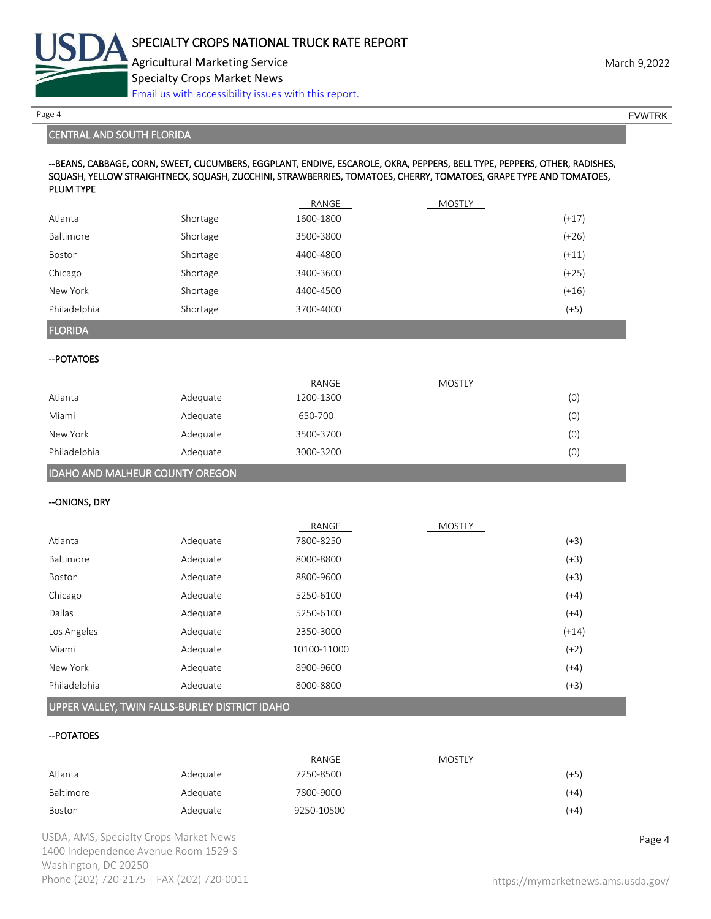## CENTRAL AND SOUTH FLORIDA

--BEANS, CABBAGE, CORN, SWEET, CUCUMBERS, EGGPLANT, ENDIVE, ESCAROLE, OKRA, PEPPERS, BELL TYPE, PEPPERS, OTHER, RADISHES, SQUASH, YELLOW STRAIGHTNECK, SQUASH, ZUCCHINI, STRAWBERRIES, TOMATOES, CHERRY, TOMATOES, GRAPE TYPE AND TOMATOES, PLUM TYPE

| | | RANGE | MOSTLY | |
|---|---|---|---|---|
| Atlanta | Shortage | 1600-1800 | | (+17) |
| Baltimore | Shortage | 3500-3800 | | (+26) |
| Boston | Shortage | 4400-4800 | | (+11) |
| Chicago | Shortage | 3400-3600 | | (+25) |
| New York | Shortage | 4400-4500 | | (+16) |
| Philadelphia | Shortage | 3700-4000 | | (+5) |

## FLORIDA

--POTATOES

| | | RANGE | MOSTLY | |
|---|---|---|---|---|
| Atlanta | Adequate | 1200-1300 | | (0) |
| Miami | Adequate | 650-700 | | (0) |
| New York | Adequate | 3500-3700 | | (0) |
| Philadelphia | Adequate | 3000-3200 | | (0) |

## IDAHO AND MALHEUR COUNTY OREGON

--ONIONS, DRY

| | | RANGE | MOSTLY | |
|---|---|---|---|---|
| Atlanta | Adequate | 7800-8250 | | (+3) |
| Baltimore | Adequate | 8000-8800 | | (+3) |
| Boston | Adequate | 8800-9600 | | (+3) |
| Chicago | Adequate | 5250-6100 | | (+4) |
| Dallas | Adequate | 5250-6100 | | (+4) |
| Los Angeles | Adequate | 2350-3000 | | (+14) |
| Miami | Adequate | 10100-11000 | | (+2) |
| New York | Adequate | 8900-9600 | | (+4) |
| Philadelphia | Adequate | 8000-8800 | | (+3) |

## UPPER VALLEY, TWIN FALLS-BURLEY DISTRICT IDAHO

--POTATOES

| | | RANGE | MOSTLY | |
|---|---|---|---|---|
| Atlanta | Adequate | 7250-8500 | | (+5) |
| Baltimore | Adequate | 7800-9000 | | (+4) |
| Boston | Adequate | 9250-10500 | | (+4) |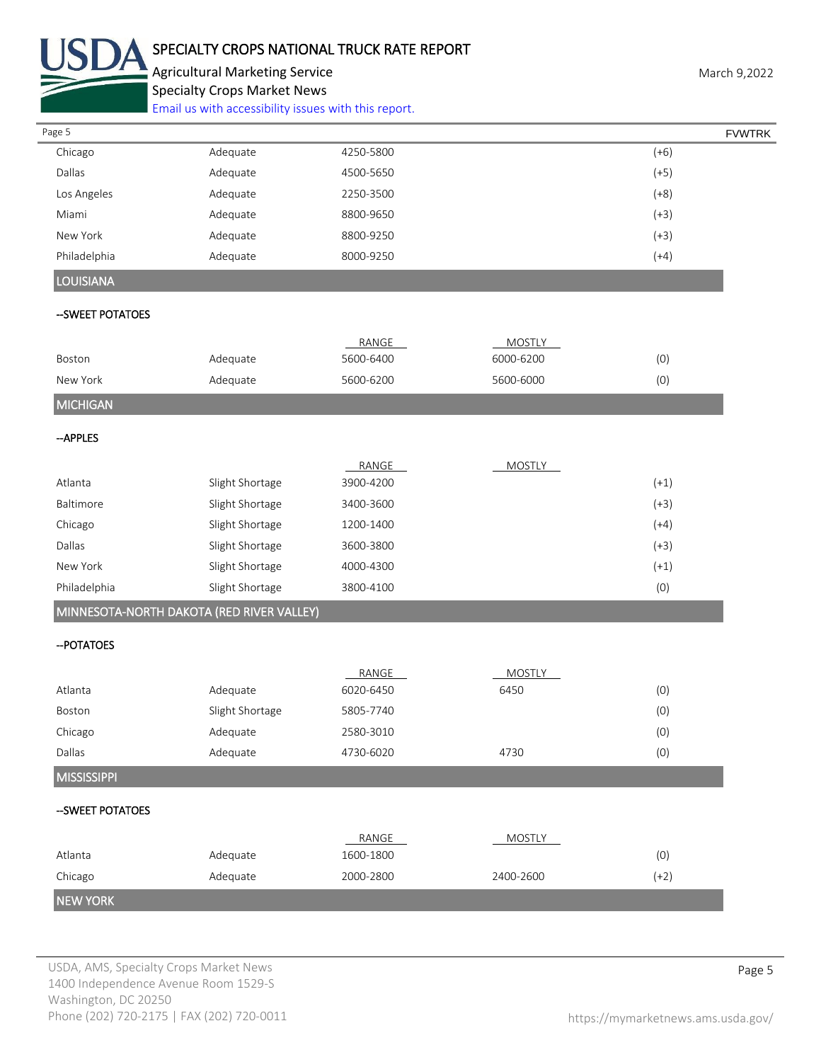| | | | | |
|---|---|---|---|---|
| Chicago | Adequate | 4250-5800 | | (+6) |
| Dallas | Adequate | 4500-5650 | | (+5) |
| Los Angeles | Adequate | 2250-3500 | | (+8) |
| Miami | Adequate | 8800-9650 | | (+3) |
| New York | Adequate | 8800-9250 | | (+3) |
| Philadelphia | Adequate | 8000-9250 | | (+4) |

## LOUISIANA

--SWEET POTATOES

| | | RANGE | MOSTLY | |
|---|---|---|---|---|
| Boston | Adequate | 5600-6400 | 6000-6200 | (0) |
| New York | Adequate | 5600-6200 | 5600-6000 | (0) |

## MICHIGAN

--APPLES

| | | RANGE | MOSTLY | |
|---|---|---|---|---|
| Atlanta | Slight Shortage | 3900-4200 | | (+1) |
| Baltimore | Slight Shortage | 3400-3600 | | (+3) |
| Chicago | Slight Shortage | 1200-1400 | | (+4) |
| Dallas | Slight Shortage | 3600-3800 | | (+3) |
| New York | Slight Shortage | 4000-4300 | | (+1) |
| Philadelphia | Slight Shortage | 3800-4100 | | (0) |

## MINNESOTA-NORTH DAKOTA (RED RIVER VALLEY)

--POTATOES

| | | RANGE | MOSTLY | |
|---|---|---|---|---|
| Atlanta | Adequate | 6020-6450 | 6450 | (0) |
| Boston | Slight Shortage | 5805-7740 | | (0) |
| Chicago | Adequate | 2580-3010 | | (0) |
| Dallas | Adequate | 4730-6020 | 4730 | (0) |

## MISSISSIPPI

--SWEET POTATOES

| | | RANGE | MOSTLY | |
|---|---|---|---|---|
| Atlanta | Adequate | 1600-1800 | | (0) |
| Chicago | Adequate | 2000-2800 | 2400-2600 | (+2) |

## NEW YORK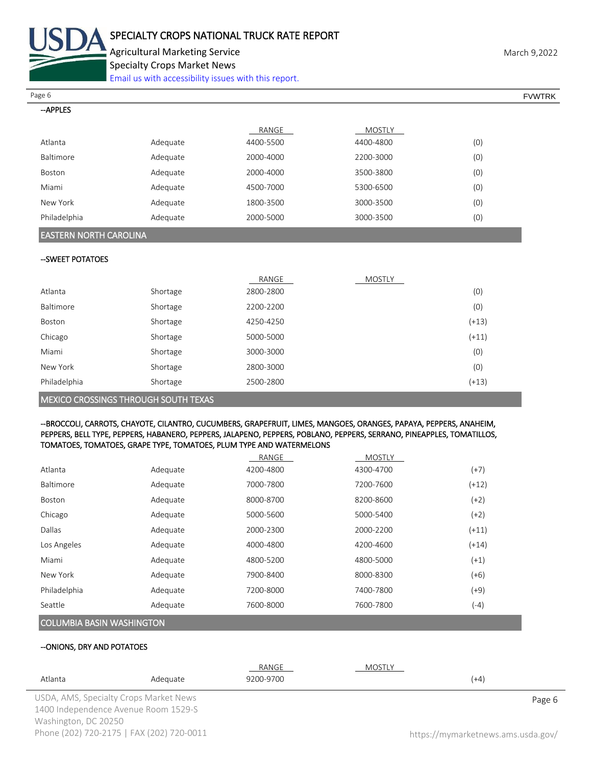--APPLES

| | | RANGE | MOSTLY | |
|---|---|---|---|---|
| Atlanta | Adequate | 4400-5500 | 4400-4800 | (0) |
| Baltimore | Adequate | 2000-4000 | 2200-3000 | (0) |
| Boston | Adequate | 2000-4000 | 3500-3800 | (0) |
| Miami | Adequate | 4500-7000 | 5300-6500 | (0) |
| New York | Adequate | 1800-3500 | 3000-3500 | (0) |
| Philadelphia | Adequate | 2000-5000 | 3000-3500 | (0) |

## EASTERN NORTH CAROLINA

--SWEET POTATOES

| | | RANGE | MOSTLY | |
|---|---|---|---|---|
| Atlanta | Shortage | 2800-2800 | | (0) |
| Baltimore | Shortage | 2200-2200 | | (0) |
| Boston | Shortage | 4250-4250 | | (+13) |
| Chicago | Shortage | 5000-5000 | | (+11) |
| Miami | Shortage | 3000-3000 | | (0) |
| New York | Shortage | 2800-3000 | | (0) |
| Philadelphia | Shortage | 2500-2800 | | (+13) |

## MEXICO CROSSINGS THROUGH SOUTH TEXAS

--BROCCOLI, CARROTS, CHAYOTE, CILANTRO, CUCUMBERS, GRAPEFRUIT, LIMES, MANGOES, ORANGES, PAPAYA, PEPPERS, ANAHEIM, PEPPERS, BELL TYPE, PEPPERS, HABANERO, PEPPERS, JALAPENO, PEPPERS, POBLANO, PEPPERS, SERRANO, PINEAPPLES, TOMATILLOS, TOMATOES, TOMATOES, GRAPE TYPE, TOMATOES, PLUM TYPE AND WATERMELONS

| | | RANGE | MOSTLY | |
|---|---|---|---|---|
| Atlanta | Adequate | 4200-4800 | 4300-4700 | (+7) |
| Baltimore | Adequate | 7000-7800 | 7200-7600 | (+12) |
| Boston | Adequate | 8000-8700 | 8200-8600 | (+2) |
| Chicago | Adequate | 5000-5600 | 5000-5400 | (+2) |
| Dallas | Adequate | 2000-2300 | 2000-2200 | (+11) |
| Los Angeles | Adequate | 4000-4800 | 4200-4600 | (+14) |
| Miami | Adequate | 4800-5200 | 4800-5000 | (+1) |
| New York | Adequate | 7900-8400 | 8000-8300 | (+6) |
| Philadelphia | Adequate | 7200-8000 | 7400-7800 | (+9) |
| Seattle | Adequate | 7600-8000 | 7600-7800 | (-4) |

## COLUMBIA BASIN WASHINGTON

--ONIONS, DRY AND POTATOES

| | | RANGE | MOSTLY | |
|---|---|---|---|---|
| Atlanta | Adequate | 9200-9700 | | (+4) |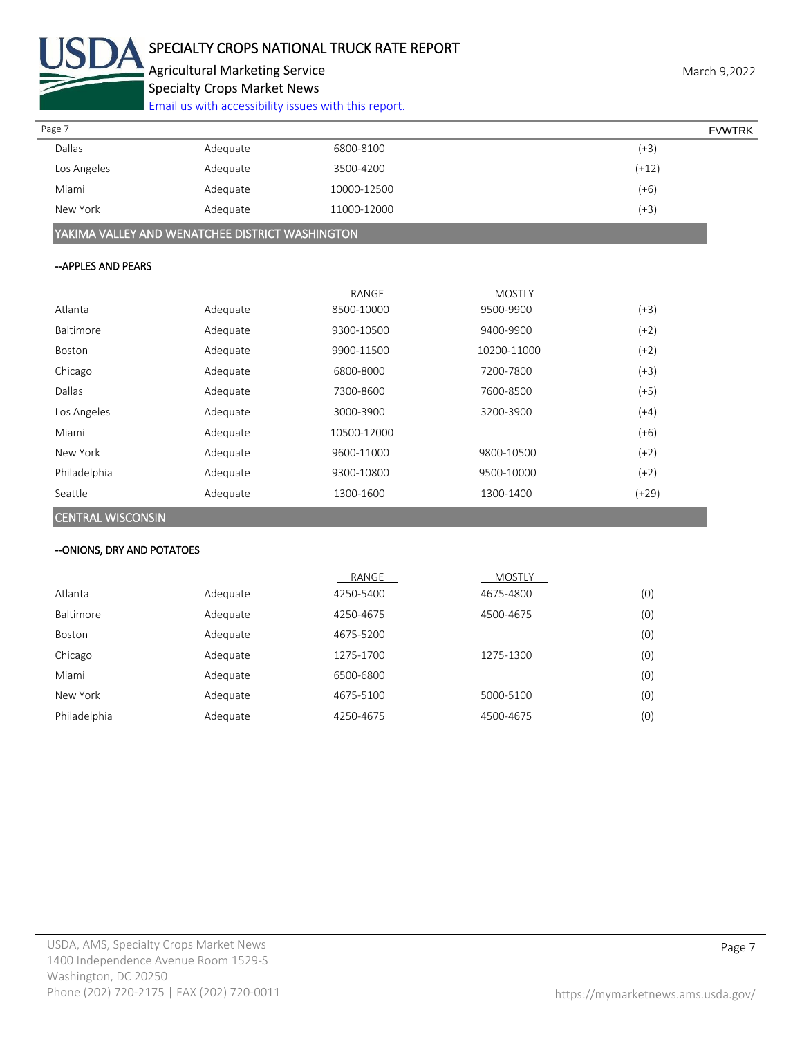| | | | | |
|---|---|---|---|---|
| Dallas | Adequate | 6800-8100 | | (+3) |
| Los Angeles | Adequate | 3500-4200 | | (+12) |
| Miami | Adequate | 10000-12500 | | (+6) |
| New York | Adequate | 11000-12000 | | (+3) |

## YAKIMA VALLEY AND WENATCHEE DISTRICT WASHINGTON

--APPLES AND PEARS

| | | RANGE | MOSTLY | |
|---|---|---|---|---|
| Atlanta | Adequate | 8500-10000 | 9500-9900 | (+3) |
| Baltimore | Adequate | 9300-10500 | 9400-9900 | (+2) |
| Boston | Adequate | 9900-11500 | 10200-11000 | (+2) |
| Chicago | Adequate | 6800-8000 | 7200-7800 | (+3) |
| Dallas | Adequate | 7300-8600 | 7600-8500 | (+5) |
| Los Angeles | Adequate | 3000-3900 | 3200-3900 | (+4) |
| Miami | Adequate | 10500-12000 | | (+6) |
| New York | Adequate | 9600-11000 | 9800-10500 | (+2) |
| Philadelphia | Adequate | 9300-10800 | 9500-10000 | (+2) |
| Seattle | Adequate | 1300-1600 | 1300-1400 | (+29) |

## CENTRAL WISCONSIN

--ONIONS, DRY AND POTATOES

| | | RANGE | MOSTLY | |
|---|---|---|---|---|
| Atlanta | Adequate | 4250-5400 | 4675-4800 | (0) |
| Baltimore | Adequate | 4250-4675 | 4500-4675 | (0) |
| Boston | Adequate | 4675-5200 | | (0) |
| Chicago | Adequate | 1275-1700 | 1275-1300 | (0) |
| Miami | Adequate | 6500-6800 | | (0) |
| New York | Adequate | 4675-5100 | 5000-5100 | (0) |
| Philadelphia | Adequate | 4250-4675 | 4500-4675 | (0) |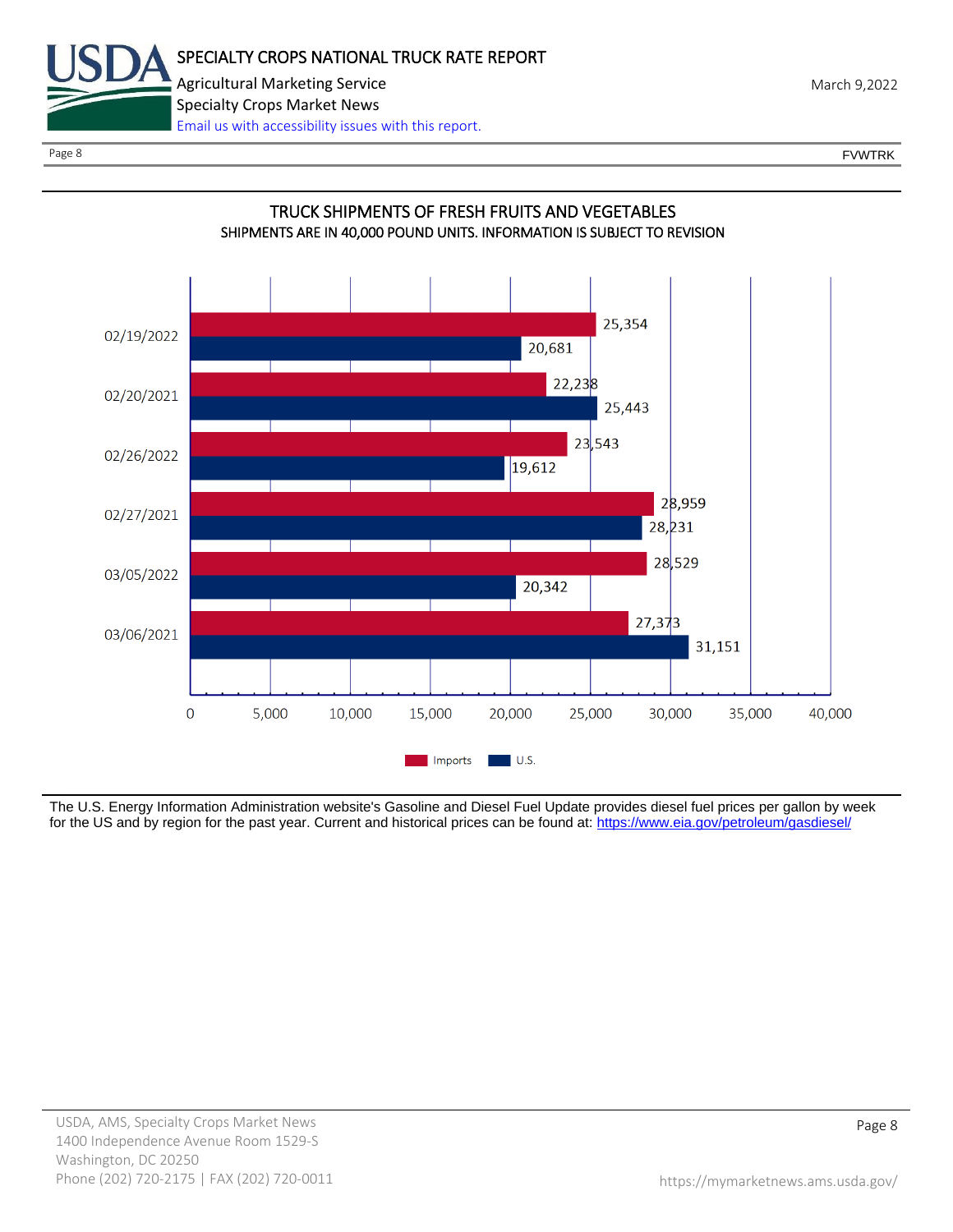# TRUCK SHIPMENTS OF FRESH FRUITS AND VEGETABLES

SHIPMENTS ARE IN 40,000 POUND UNITS. INFORMATION IS SUBJECT TO REVISION

02/19/2022
25,354
20,681

02/20/2021
22,238
25,443

02/26/2022
23,543
19,612

02/27/2021
28,959
28,231

03/05/2022
28,529
20,342

03/06/2021
27,373
31,151

0 5,000 10,000 15,000 20,000 25,000 30,000 35,000 40,000

Imports U.S.

The U.S. Energy Information Administration website's Gasoline and Diesel Fuel Update provides diesel fuel prices per gallon by week for the US and by region for the past year. Current and historical prices can be found at: https://www.eia.gov/petroleum/gasdiesel/

USDA, AMS, Specialty Crops Market News
1400 Independence Avenue Room 1529-S
Washington, DC 20250
Phone (202) 720-2175 | FAX (202) 720-0011

https://mymarketnews.ams.usda.gov/